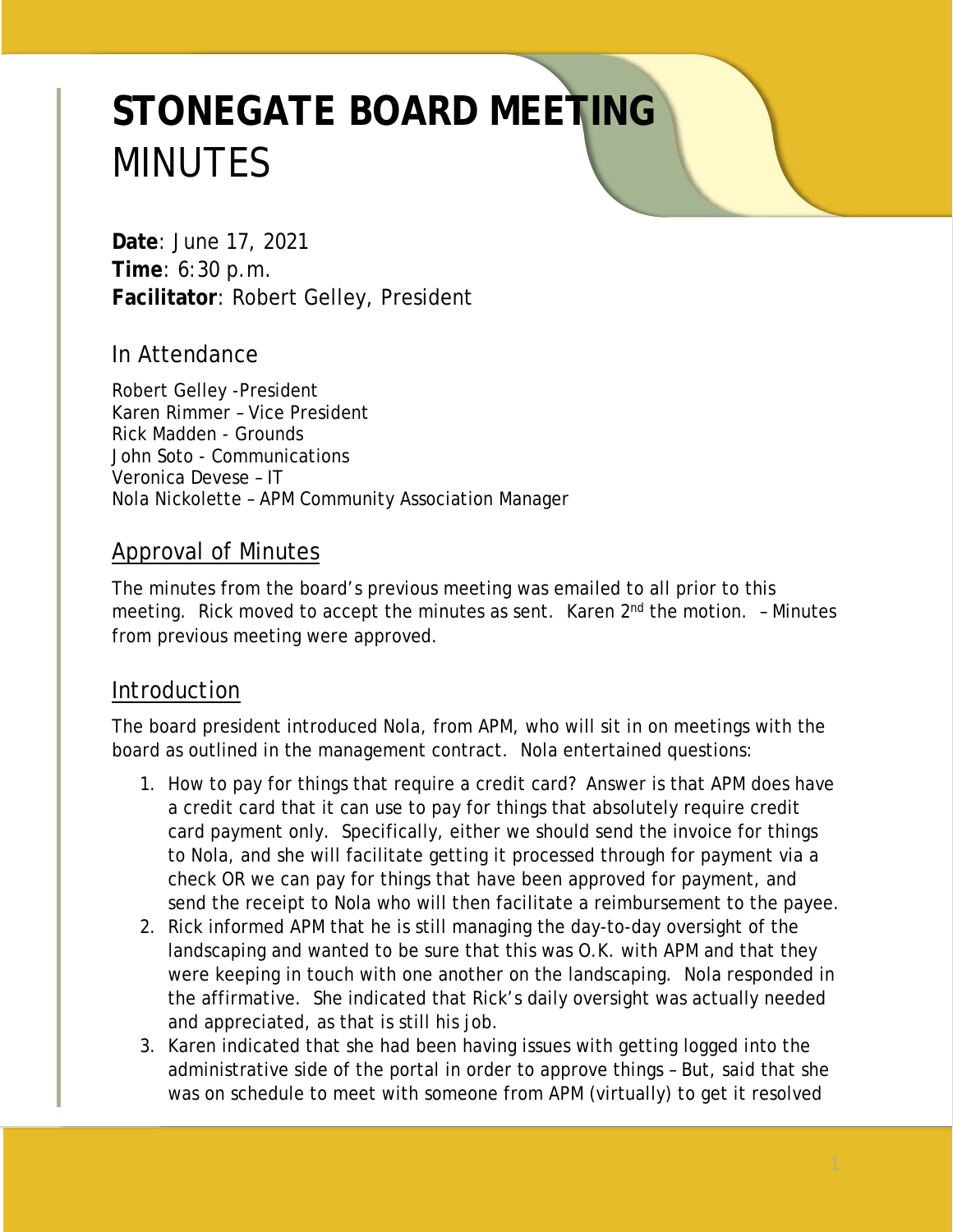# STONEGATE BOARD MEETING MINUTES

**Date**: June 17, 2021
**Time**: 6:30 p.m.
**Facilitator**: Robert Gelley, President

## In Attendance

Robert Gelley -President
Karen Rimmer – Vice President
Rick Madden - Grounds
John Soto - Communications
Veronica Devese – IT
Nola Nickolette – APM Community Association Manager

## Approval of Minutes

The minutes from the board's previous meeting was emailed to all prior to this meeting. Rick moved to accept the minutes as sent. Karen 2nd the motion. – Minutes from previous meeting were approved.

## Introduction

The board president introduced Nola, from APM, who will sit in on meetings with the board as outlined in the management contract. Nola entertained questions:

1. How to pay for things that require a credit card? Answer is that APM does have a credit card that it can use to pay for things that absolutely require credit card payment only. Specifically, either we should send the invoice for things to Nola, and she will facilitate getting it processed through for payment via a check OR we can pay for things that have been approved for payment, and send the receipt to Nola who will then facilitate a reimbursement to the payee.
2. Rick informed APM that he is still managing the day-to-day oversight of the landscaping and wanted to be sure that this was O.K. with APM and that they were keeping in touch with one another on the landscaping. Nola responded in the affirmative. She indicated that Rick's daily oversight was actually needed and appreciated, as that is still his job.
3. Karen indicated that she had been having issues with getting logged into the administrative side of the portal in order to approve things – But, said that she was on schedule to meet with someone from APM (virtually) to get it resolved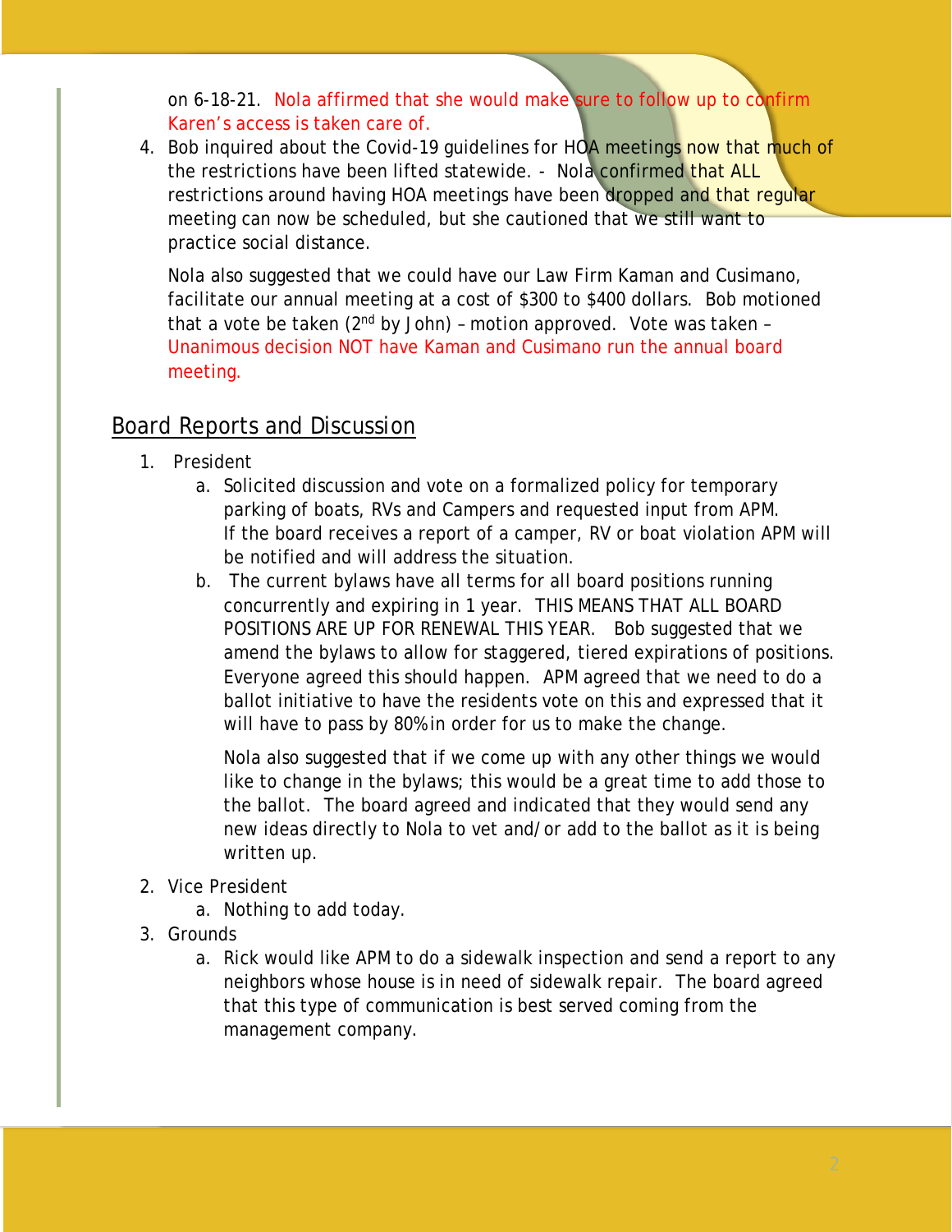on 6-18-21. Nola affirmed that she would make sure to follow up to confirm Karen's access is taken care of.

4. Bob inquired about the Covid-19 guidelines for HOA meetings now that much of the restrictions have been lifted statewide. - Nola confirmed that ALL restrictions around having HOA meetings have been dropped and that regular meeting can now be scheduled, but she cautioned that we still want to practice social distance.

   Nola also suggested that we could have our Law Firm Kaman and Cusimano, facilitate our annual meeting at a cost of $300 to $400 dollars. Bob motioned that a vote be taken (2nd by John) – motion approved. Vote was taken – Unanimous decision NOT have Kaman and Cusimano run the annual board meeting.

## Board Reports and Discussion

1. President
   a. Solicited discussion and vote on a formalized policy for temporary parking of boats, RVs and Campers and requested input from APM. If the board receives a report of a camper, RV or boat violation APM will be notified and will address the situation.
   b. The current bylaws have all terms for all board positions running concurrently and expiring in 1 year. THIS MEANS THAT ALL BOARD POSITIONS ARE UP FOR RENEWAL THIS YEAR. Bob suggested that we amend the bylaws to allow for staggered, tiered expirations of positions. Everyone agreed this should happen. APM agreed that we need to do a ballot initiative to have the residents vote on this and expressed that it will have to pass by 80% in order for us to make the change.

      Nola also suggested that if we come up with any other things we would like to change in the bylaws; this would be a great time to add those to the ballot. The board agreed and indicated that they would send any new ideas directly to Nola to vet and/or add to the ballot as it is being written up.
2. Vice President
   a. Nothing to add today.
3. Grounds
   a. Rick would like APM to do a sidewalk inspection and send a report to any neighbors whose house is in need of sidewalk repair. The board agreed that this type of communication is best served coming from the management company.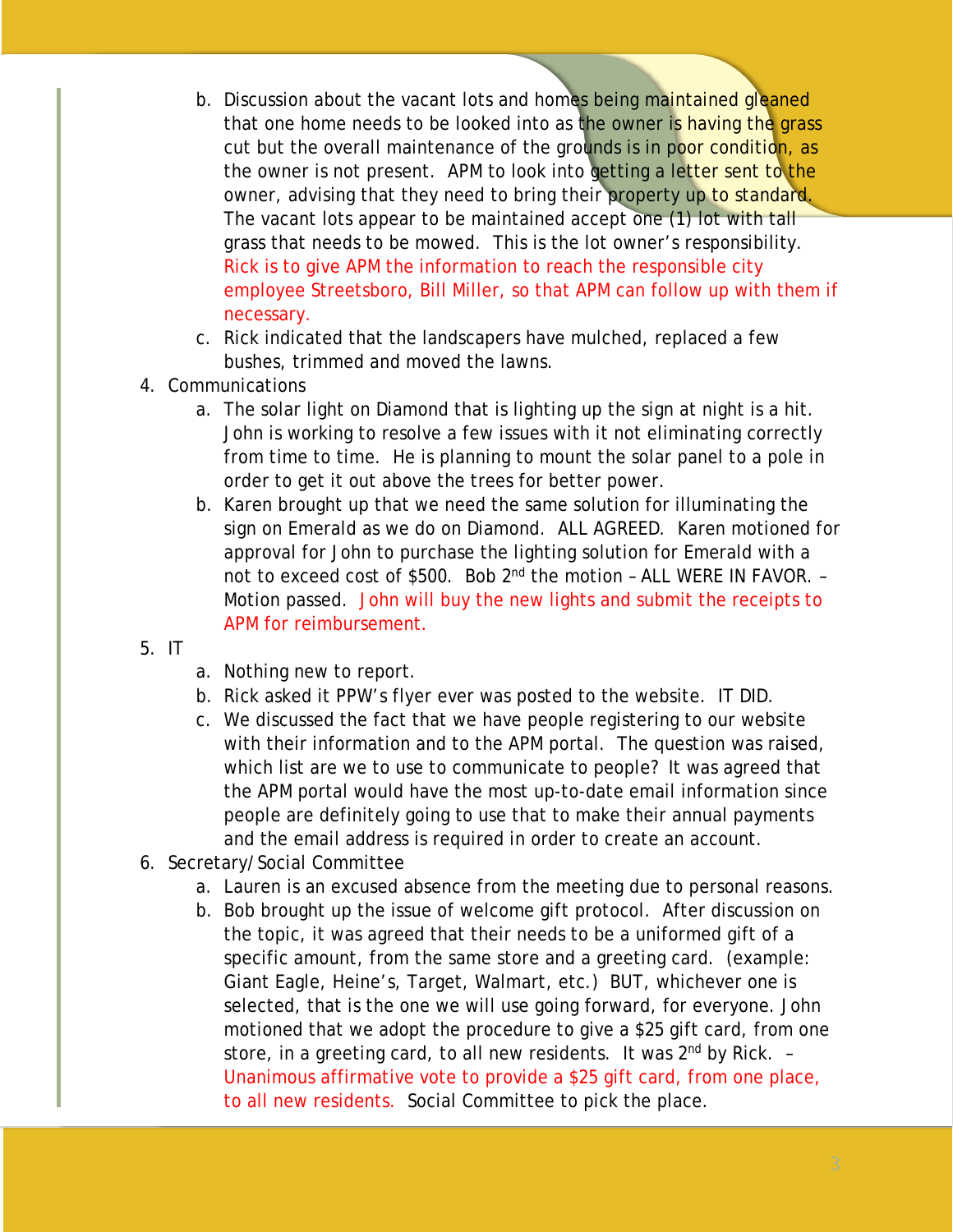b. Discussion about the vacant lots and homes being maintained gleaned that one home needs to be looked into as the owner is having the grass cut but the overall maintenance of the grounds is in poor condition, as the owner is not present. APM to look into getting a letter sent to the owner, advising that they need to bring their property up to standard. The vacant lots appear to be maintained accept one (1) lot with tall grass that needs to be mowed. This is the lot owner's responsibility. Rick is to give APM the information to reach the responsible city employee Streetsboro, Bill Miller, so that APM can follow up with them if necessary.

c. Rick indicated that the landscapers have mulched, replaced a few bushes, trimmed and moved the lawns.

4. Communications
   a. The solar light on Diamond that is lighting up the sign at night is a hit. John is working to resolve a few issues with it not eliminating correctly from time to time. He is planning to mount the solar panel to a pole in order to get it out above the trees for better power.
   b. Karen brought up that we need the same solution for illuminating the sign on Emerald as we do on Diamond. ALL AGREED. Karen motioned for approval for John to purchase the lighting solution for Emerald with a not to exceed cost of $500. Bob 2nd the motion – ALL WERE IN FAVOR. – Motion passed. John will buy the new lights and submit the receipts to APM for reimbursement.
5. IT
   a. Nothing new to report.
   b. Rick asked it PPW's flyer ever was posted to the website. IT DID.
   c. We discussed the fact that we have people registering to our website with their information and to the APM portal. The question was raised, which list are we to use to communicate to people? It was agreed that the APM portal would have the most up-to-date email information since people are definitely going to use that to make their annual payments and the email address is required in order to create an account.
6. Secretary/Social Committee
   a. Lauren is an excused absence from the meeting due to personal reasons.
   b. Bob brought up the issue of welcome gift protocol. After discussion on the topic, it was agreed that their needs to be a uniformed gift of a specific amount, from the same store and a greeting card. (example: Giant Eagle, Heine's, Target, Walmart, etc.) BUT, whichever one is selected, that is the one we will use going forward, for everyone. John motioned that we adopt the procedure to give a $25 gift card, from one store, in a greeting card, to all new residents. It was 2nd by Rick. – Unanimous affirmative vote to provide a $25 gift card, from one place, to all new residents. Social Committee to pick the place.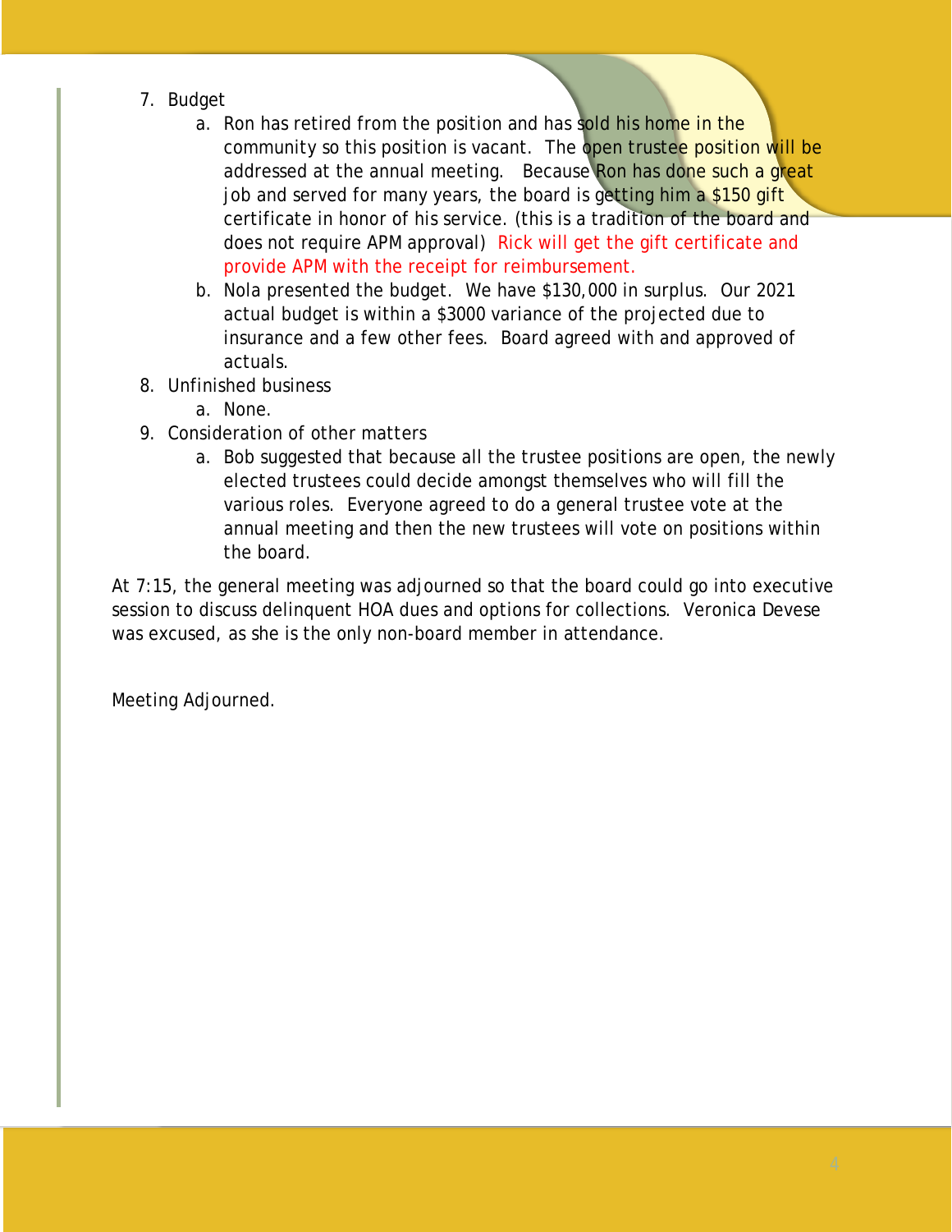7. Budget
    a. Ron has retired from the position and has sold his home in the community so this position is vacant. The open trustee position will be addressed at the annual meeting. Because Ron has done such a great job and served for many years, the board is getting him a $150 gift certificate in honor of his service. (this is a tradition of the board and does not require APM approval) Rick will get the gift certificate and provide APM with the receipt for reimbursement.
    b. Nola presented the budget. We have $130,000 in surplus. Our 2021 actual budget is within a $3000 variance of the projected due to insurance and a few other fees. Board agreed with and approved of actuals.
8. Unfinished business
    a. None.
9. Consideration of other matters
    a. Bob suggested that because all the trustee positions are open, the newly elected trustees could decide amongst themselves who will fill the various roles. Everyone agreed to do a general trustee vote at the annual meeting and then the new trustees will vote on positions within the board.

At 7:15, the general meeting was adjourned so that the board could go into executive session to discuss delinquent HOA dues and options for collections. Veronica Devese was excused, as she is the only non-board member in attendance.

Meeting Adjourned.